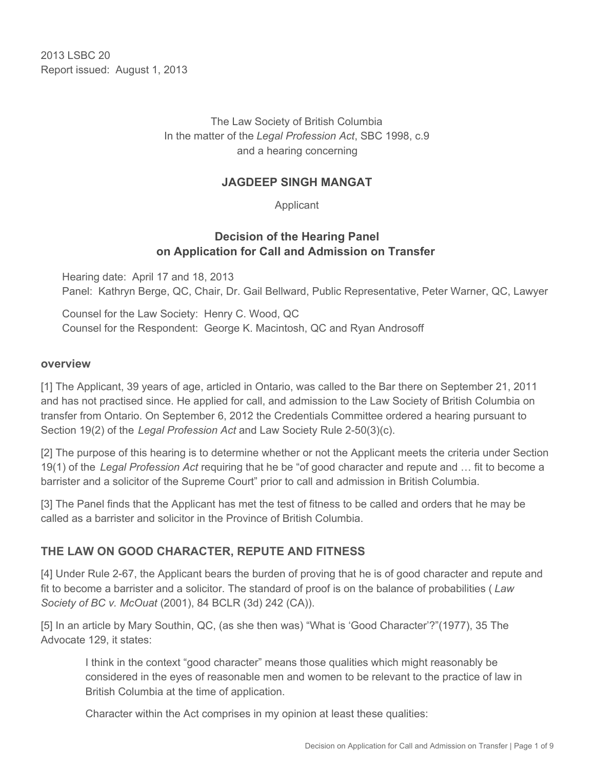2013 LSBC 20
Report issued: August 1, 2013

The Law Society of British Columbia
In the matter of the *Legal Profession Act*, SBC 1998, c.9
and a hearing concerning

**JAGDEEP SINGH MANGAT**

Applicant

**Decision of the Hearing Panel
on Application for Call and Admission on Transfer**

Hearing date: April 17 and 18, 2013
Panel: Kathryn Berge, QC, Chair, Dr. Gail Bellward, Public Representative, Peter Warner, QC, Lawyer

Counsel for the Law Society: Henry C. Wood, QC
Counsel for the Respondent: George K. Macintosh, QC and Ryan Androsoff

## overview

[1] The Applicant, 39 years of age, articled in Ontario, was called to the Bar there on September 21, 2011 and has not practised since. He applied for call, and admission to the Law Society of British Columbia on transfer from Ontario. On September 6, 2012 the Credentials Committee ordered a hearing pursuant to Section 19(2) of the *Legal Profession Act* and Law Society Rule 2-50(3)(c).

[2] The purpose of this hearing is to determine whether or not the Applicant meets the criteria under Section 19(1) of the *Legal Profession Act* requiring that he be "of good character and repute and … fit to become a barrister and a solicitor of the Supreme Court" prior to call and admission in British Columbia.

[3] The Panel finds that the Applicant has met the test of fitness to be called and orders that he may be called as a barrister and solicitor in the Province of British Columbia.

## THE LAW ON GOOD CHARACTER, REPUTE AND FITNESS

[4] Under Rule 2-67, the Applicant bears the burden of proving that he is of good character and repute and fit to become a barrister and a solicitor. The standard of proof is on the balance of probabilities ( *Law Society of BC v. McOuat* (2001), 84 BCLR (3d) 242 (CA)).

[5] In an article by Mary Southin, QC, (as she then was) "What is 'Good Character'?"(1977), 35 The Advocate 129, it states:

> I think in the context "good character" means those qualities which might reasonably be considered in the eyes of reasonable men and women to be relevant to the practice of law in British Columbia at the time of application.
>
> Character within the Act comprises in my opinion at least these qualities: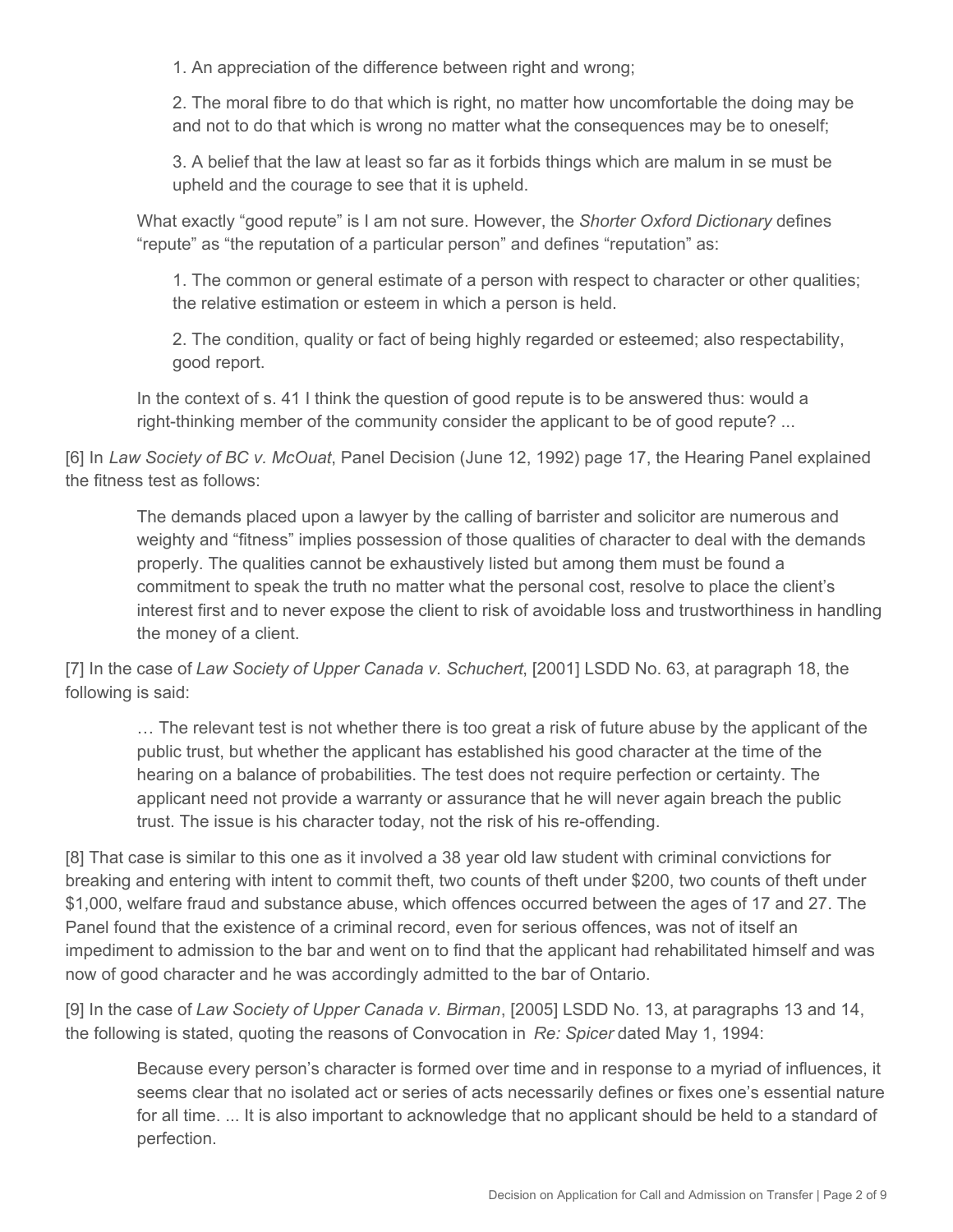1. An appreciation of the difference between right and wrong;

2. The moral fibre to do that which is right, no matter how uncomfortable the doing may be and not to do that which is wrong no matter what the consequences may be to oneself;

3. A belief that the law at least so far as it forbids things which are malum in se must be upheld and the courage to see that it is upheld.

> What exactly "good repute" is I am not sure. However, the *Shorter Oxford Dictionary* defines "repute" as "the reputation of a particular person" and defines "reputation" as:
>
> 1. The common or general estimate of a person with respect to character or other qualities; the relative estimation or esteem in which a person is held.
>
> 2. The condition, quality or fact of being highly regarded or esteemed; also respectability, good report.
>
> In the context of s. 41 I think the question of good repute is to be answered thus: would a right-thinking member of the community consider the applicant to be of good repute? ...

[6] In *Law Society of BC v. McOuat*, Panel Decision (June 12, 1992) page 17, the Hearing Panel explained the fitness test as follows:

> The demands placed upon a lawyer by the calling of barrister and solicitor are numerous and weighty and "fitness" implies possession of those qualities of character to deal with the demands properly. The qualities cannot be exhaustively listed but among them must be found a commitment to speak the truth no matter what the personal cost, resolve to place the client's interest first and to never expose the client to risk of avoidable loss and trustworthiness in handling the money of a client.

[7] In the case of *Law Society of Upper Canada v. Schuchert*, [2001] LSDD No. 63, at paragraph 18, the following is said:

> … The relevant test is not whether there is too great a risk of future abuse by the applicant of the public trust, but whether the applicant has established his good character at the time of the hearing on a balance of probabilities. The test does not require perfection or certainty. The applicant need not provide a warranty or assurance that he will never again breach the public trust. The issue is his character today, not the risk of his re-offending.

[8] That case is similar to this one as it involved a 38 year old law student with criminal convictions for breaking and entering with intent to commit theft, two counts of theft under $200, two counts of theft under $1,000, welfare fraud and substance abuse, which offences occurred between the ages of 17 and 27. The Panel found that the existence of a criminal record, even for serious offences, was not of itself an impediment to admission to the bar and went on to find that the applicant had rehabilitated himself and was now of good character and he was accordingly admitted to the bar of Ontario.

[9] In the case of *Law Society of Upper Canada v. Birman*, [2005] LSDD No. 13, at paragraphs 13 and 14, the following is stated, quoting the reasons of Convocation in *Re: Spicer* dated May 1, 1994:

> Because every person's character is formed over time and in response to a myriad of influences, it seems clear that no isolated act or series of acts necessarily defines or fixes one's essential nature for all time. ... It is also important to acknowledge that no applicant should be held to a standard of perfection.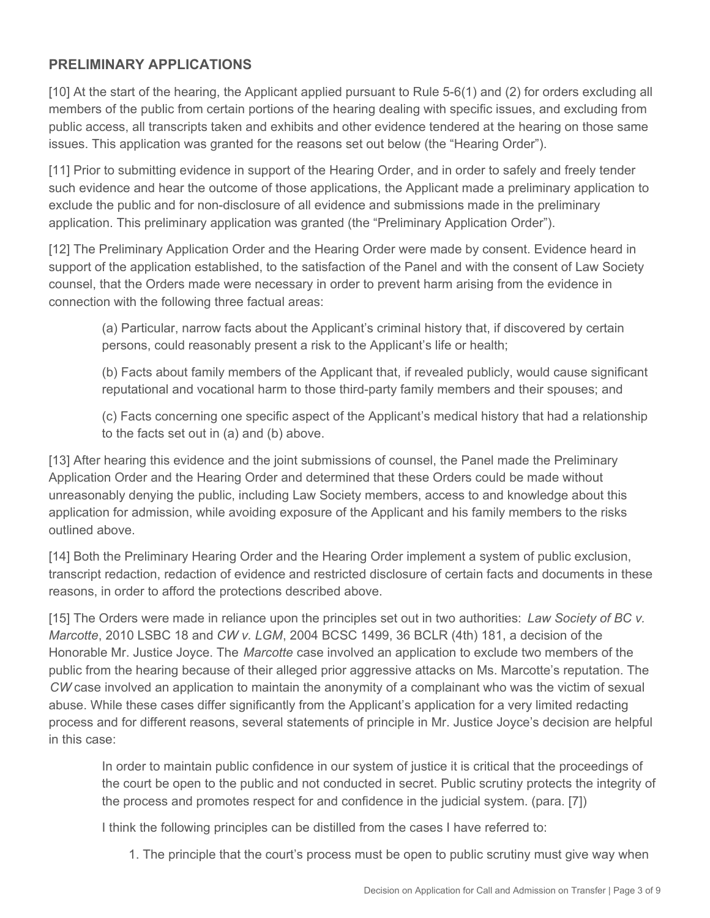## PRELIMINARY APPLICATIONS

[10] At the start of the hearing, the Applicant applied pursuant to Rule 5-6(1) and (2) for orders excluding all members of the public from certain portions of the hearing dealing with specific issues, and excluding from public access, all transcripts taken and exhibits and other evidence tendered at the hearing on those same issues. This application was granted for the reasons set out below (the "Hearing Order").

[11] Prior to submitting evidence in support of the Hearing Order, and in order to safely and freely tender such evidence and hear the outcome of those applications, the Applicant made a preliminary application to exclude the public and for non-disclosure of all evidence and submissions made in the preliminary application. This preliminary application was granted (the "Preliminary Application Order").

[12] The Preliminary Application Order and the Hearing Order were made by consent. Evidence heard in support of the application established, to the satisfaction of the Panel and with the consent of Law Society counsel, that the Orders made were necessary in order to prevent harm arising from the evidence in connection with the following three factual areas:

> (a) Particular, narrow facts about the Applicant's criminal history that, if discovered by certain persons, could reasonably present a risk to the Applicant's life or health;
>
> (b) Facts about family members of the Applicant that, if revealed publicly, would cause significant reputational and vocational harm to those third-party family members and their spouses; and
>
> (c) Facts concerning one specific aspect of the Applicant's medical history that had a relationship to the facts set out in (a) and (b) above.

[13] After hearing this evidence and the joint submissions of counsel, the Panel made the Preliminary Application Order and the Hearing Order and determined that these Orders could be made without unreasonably denying the public, including Law Society members, access to and knowledge about this application for admission, while avoiding exposure of the Applicant and his family members to the risks outlined above.

[14] Both the Preliminary Hearing Order and the Hearing Order implement a system of public exclusion, transcript redaction, redaction of evidence and restricted disclosure of certain facts and documents in these reasons, in order to afford the protections described above.

[15] The Orders were made in reliance upon the principles set out in two authorities: *Law Society of BC v. Marcotte*, 2010 LSBC 18 and *CW v. LGM*, 2004 BCSC 1499, 36 BCLR (4th) 181, a decision of the Honorable Mr. Justice Joyce. The *Marcotte* case involved an application to exclude two members of the public from the hearing because of their alleged prior aggressive attacks on Ms. Marcotte's reputation. The *CW* case involved an application to maintain the anonymity of a complainant who was the victim of sexual abuse. While these cases differ significantly from the Applicant's application for a very limited redacting process and for different reasons, several statements of principle in Mr. Justice Joyce's decision are helpful in this case:

> In order to maintain public confidence in our system of justice it is critical that the proceedings of the court be open to the public and not conducted in secret. Public scrutiny protects the integrity of the process and promotes respect for and confidence in the judicial system. (para. [7])
>
> I think the following principles can be distilled from the cases I have referred to:
>
> 1. The principle that the court's process must be open to public scrutiny must give way when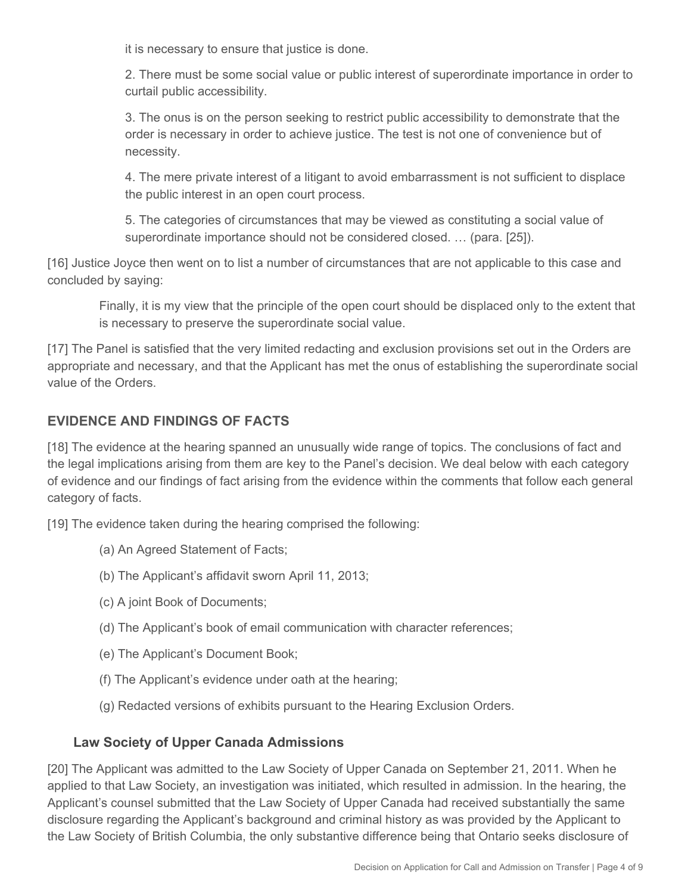it is necessary to ensure that justice is done.

> 2. There must be some social value or public interest of superordinate importance in order to curtail public accessibility.
>
> 3. The onus is on the person seeking to restrict public accessibility to demonstrate that the order is necessary in order to achieve justice. The test is not one of convenience but of necessity.
>
> 4. The mere private interest of a litigant to avoid embarrassment is not sufficient to displace the public interest in an open court process.
>
> 5. The categories of circumstances that may be viewed as constituting a social value of superordinate importance should not be considered closed. … (para. [25]).

[16] Justice Joyce then went on to list a number of circumstances that are not applicable to this case and concluded by saying:

> Finally, it is my view that the principle of the open court should be displaced only to the extent that is necessary to preserve the superordinate social value.

[17] The Panel is satisfied that the very limited redacting and exclusion provisions set out in the Orders are appropriate and necessary, and that the Applicant has met the onus of establishing the superordinate social value of the Orders.

## EVIDENCE AND FINDINGS OF FACTS

[18] The evidence at the hearing spanned an unusually wide range of topics. The conclusions of fact and the legal implications arising from them are key to the Panel's decision. We deal below with each category of evidence and our findings of fact arising from the evidence within the comments that follow each general category of facts.

[19] The evidence taken during the hearing comprised the following:

(a) An Agreed Statement of Facts;

(b) The Applicant's affidavit sworn April 11, 2013;

(c) A joint Book of Documents;

(d) The Applicant's book of email communication with character references;

(e) The Applicant's Document Book;

(f) The Applicant's evidence under oath at the hearing;

(g) Redacted versions of exhibits pursuant to the Hearing Exclusion Orders.

### Law Society of Upper Canada Admissions

[20] The Applicant was admitted to the Law Society of Upper Canada on September 21, 2011. When he applied to that Law Society, an investigation was initiated, which resulted in admission. In the hearing, the Applicant's counsel submitted that the Law Society of Upper Canada had received substantially the same disclosure regarding the Applicant's background and criminal history as was provided by the Applicant to the Law Society of British Columbia, the only substantive difference being that Ontario seeks disclosure of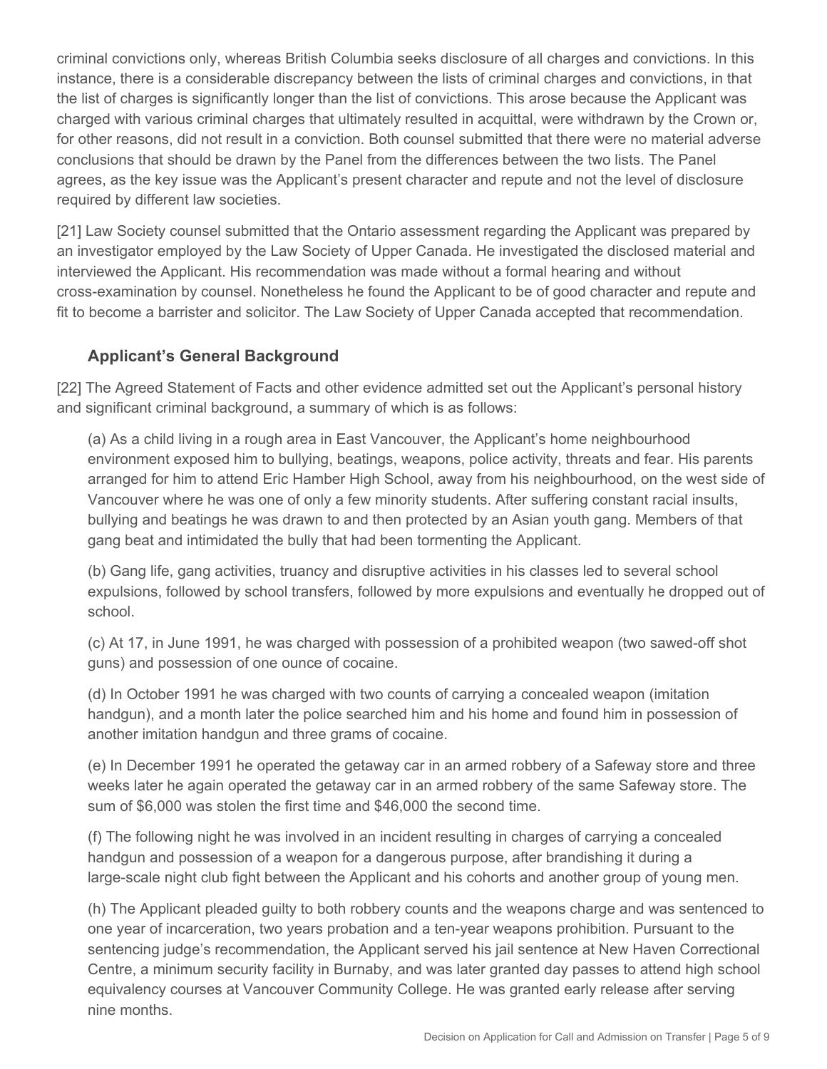criminal convictions only, whereas British Columbia seeks disclosure of all charges and convictions. In this instance, there is a considerable discrepancy between the lists of criminal charges and convictions, in that the list of charges is significantly longer than the list of convictions. This arose because the Applicant was charged with various criminal charges that ultimately resulted in acquittal, were withdrawn by the Crown or, for other reasons, did not result in a conviction. Both counsel submitted that there were no material adverse conclusions that should be drawn by the Panel from the differences between the two lists. The Panel agrees, as the key issue was the Applicant's present character and repute and not the level of disclosure required by different law societies.

[21] Law Society counsel submitted that the Ontario assessment regarding the Applicant was prepared by an investigator employed by the Law Society of Upper Canada. He investigated the disclosed material and interviewed the Applicant. His recommendation was made without a formal hearing and without cross-examination by counsel. Nonetheless he found the Applicant to be of good character and repute and fit to become a barrister and solicitor. The Law Society of Upper Canada accepted that recommendation.

### Applicant's General Background

[22] The Agreed Statement of Facts and other evidence admitted set out the Applicant's personal history and significant criminal background, a summary of which is as follows:

(a) As a child living in a rough area in East Vancouver, the Applicant's home neighbourhood environment exposed him to bullying, beatings, weapons, police activity, threats and fear. His parents arranged for him to attend Eric Hamber High School, away from his neighbourhood, on the west side of Vancouver where he was one of only a few minority students. After suffering constant racial insults, bullying and beatings he was drawn to and then protected by an Asian youth gang. Members of that gang beat and intimidated the bully that had been tormenting the Applicant.

(b) Gang life, gang activities, truancy and disruptive activities in his classes led to several school expulsions, followed by school transfers, followed by more expulsions and eventually he dropped out of school.

(c) At 17, in June 1991, he was charged with possession of a prohibited weapon (two sawed-off shot guns) and possession of one ounce of cocaine.

(d) In October 1991 he was charged with two counts of carrying a concealed weapon (imitation handgun), and a month later the police searched him and his home and found him in possession of another imitation handgun and three grams of cocaine.

(e) In December 1991 he operated the getaway car in an armed robbery of a Safeway store and three weeks later he again operated the getaway car in an armed robbery of the same Safeway store. The sum of $6,000 was stolen the first time and $46,000 the second time.

(f) The following night he was involved in an incident resulting in charges of carrying a concealed handgun and possession of a weapon for a dangerous purpose, after brandishing it during a large-scale night club fight between the Applicant and his cohorts and another group of young men.

(h) The Applicant pleaded guilty to both robbery counts and the weapons charge and was sentenced to one year of incarceration, two years probation and a ten-year weapons prohibition. Pursuant to the sentencing judge's recommendation, the Applicant served his jail sentence at New Haven Correctional Centre, a minimum security facility in Burnaby, and was later granted day passes to attend high school equivalency courses at Vancouver Community College. He was granted early release after serving nine months.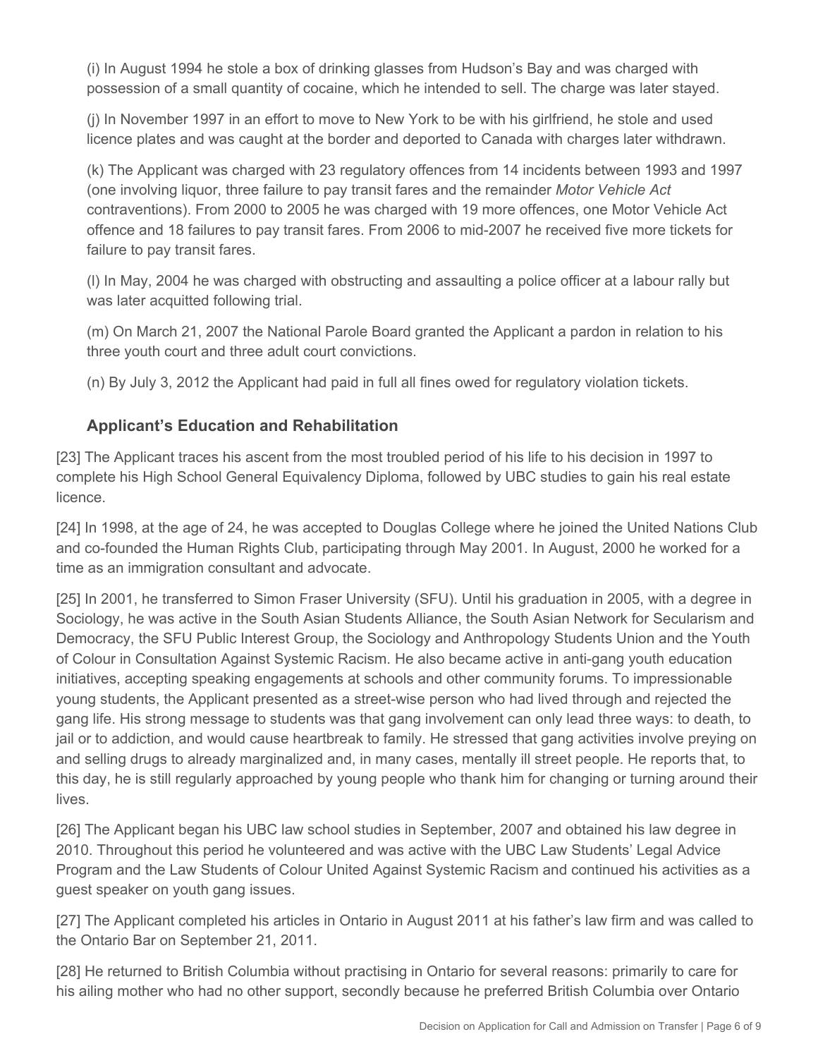(i) In August 1994 he stole a box of drinking glasses from Hudson's Bay and was charged with possession of a small quantity of cocaine, which he intended to sell. The charge was later stayed.

(j) In November 1997 in an effort to move to New York to be with his girlfriend, he stole and used licence plates and was caught at the border and deported to Canada with charges later withdrawn.

(k) The Applicant was charged with 23 regulatory offences from 14 incidents between 1993 and 1997 (one involving liquor, three failure to pay transit fares and the remainder *Motor Vehicle Act* contraventions). From 2000 to 2005 he was charged with 19 more offences, one Motor Vehicle Act offence and 18 failures to pay transit fares. From 2006 to mid-2007 he received five more tickets for failure to pay transit fares.

(l) In May, 2004 he was charged with obstructing and assaulting a police officer at a labour rally but was later acquitted following trial.

(m) On March 21, 2007 the National Parole Board granted the Applicant a pardon in relation to his three youth court and three adult court convictions.

(n) By July 3, 2012 the Applicant had paid in full all fines owed for regulatory violation tickets.

### Applicant's Education and Rehabilitation

[23] The Applicant traces his ascent from the most troubled period of his life to his decision in 1997 to complete his High School General Equivalency Diploma, followed by UBC studies to gain his real estate licence.

[24] In 1998, at the age of 24, he was accepted to Douglas College where he joined the United Nations Club and co-founded the Human Rights Club, participating through May 2001. In August, 2000 he worked for a time as an immigration consultant and advocate.

[25] In 2001, he transferred to Simon Fraser University (SFU). Until his graduation in 2005, with a degree in Sociology, he was active in the South Asian Students Alliance, the South Asian Network for Secularism and Democracy, the SFU Public Interest Group, the Sociology and Anthropology Students Union and the Youth of Colour in Consultation Against Systemic Racism. He also became active in anti-gang youth education initiatives, accepting speaking engagements at schools and other community forums. To impressionable young students, the Applicant presented as a street-wise person who had lived through and rejected the gang life. His strong message to students was that gang involvement can only lead three ways: to death, to jail or to addiction, and would cause heartbreak to family. He stressed that gang activities involve preying on and selling drugs to already marginalized and, in many cases, mentally ill street people. He reports that, to this day, he is still regularly approached by young people who thank him for changing or turning around their lives.

[26] The Applicant began his UBC law school studies in September, 2007 and obtained his law degree in 2010. Throughout this period he volunteered and was active with the UBC Law Students' Legal Advice Program and the Law Students of Colour United Against Systemic Racism and continued his activities as a guest speaker on youth gang issues.

[27] The Applicant completed his articles in Ontario in August 2011 at his father's law firm and was called to the Ontario Bar on September 21, 2011.

[28] He returned to British Columbia without practising in Ontario for several reasons: primarily to care for his ailing mother who had no other support, secondly because he preferred British Columbia over Ontario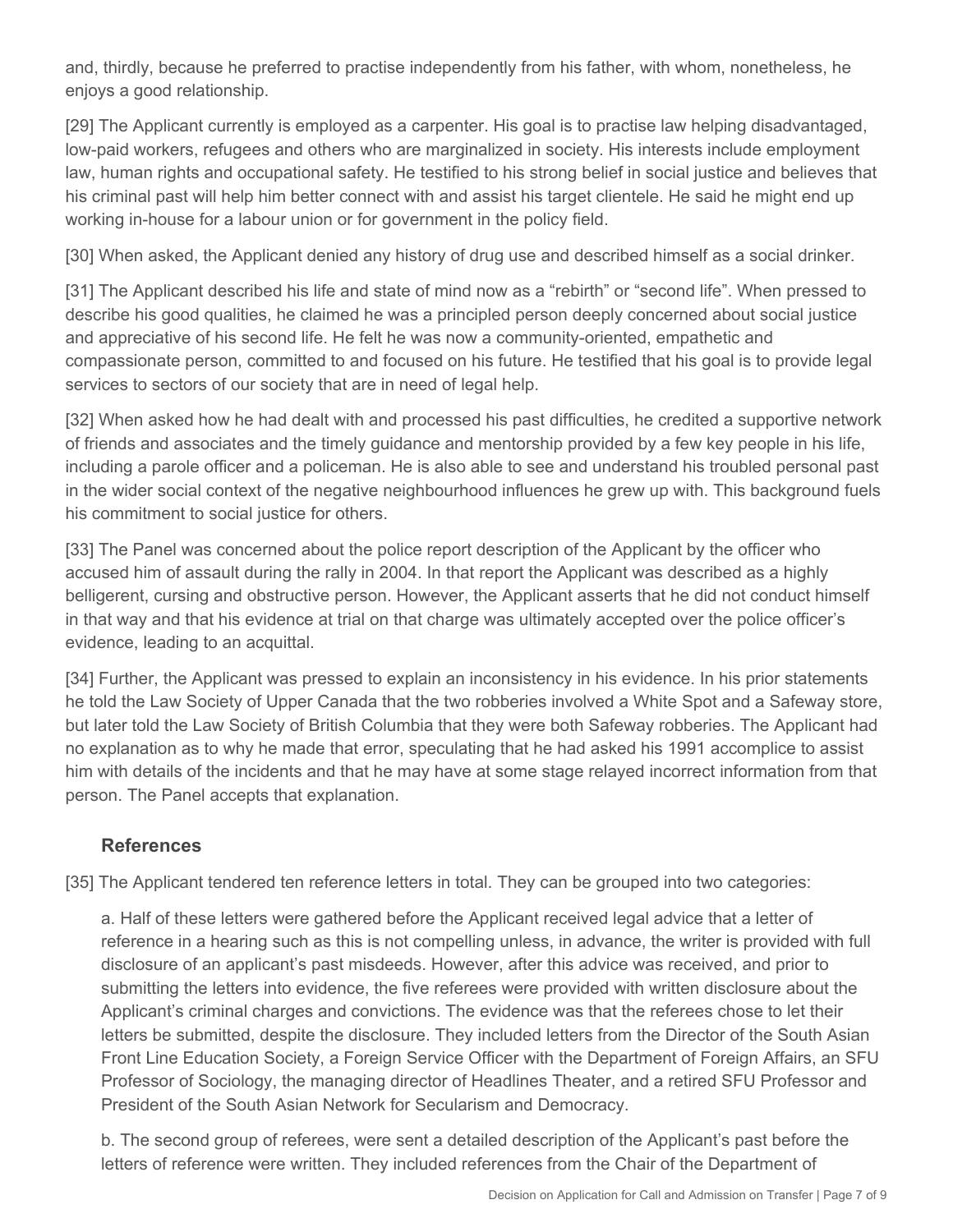and, thirdly, because he preferred to practise independently from his father, with whom, nonetheless, he enjoys a good relationship.

[29] The Applicant currently is employed as a carpenter. His goal is to practise law helping disadvantaged, low-paid workers, refugees and others who are marginalized in society. His interests include employment law, human rights and occupational safety. He testified to his strong belief in social justice and believes that his criminal past will help him better connect with and assist his target clientele. He said he might end up working in-house for a labour union or for government in the policy field.

[30] When asked, the Applicant denied any history of drug use and described himself as a social drinker.

[31] The Applicant described his life and state of mind now as a "rebirth" or "second life". When pressed to describe his good qualities, he claimed he was a principled person deeply concerned about social justice and appreciative of his second life. He felt he was now a community-oriented, empathetic and compassionate person, committed to and focused on his future. He testified that his goal is to provide legal services to sectors of our society that are in need of legal help.

[32] When asked how he had dealt with and processed his past difficulties, he credited a supportive network of friends and associates and the timely guidance and mentorship provided by a few key people in his life, including a parole officer and a policeman. He is also able to see and understand his troubled personal past in the wider social context of the negative neighbourhood influences he grew up with. This background fuels his commitment to social justice for others.

[33] The Panel was concerned about the police report description of the Applicant by the officer who accused him of assault during the rally in 2004. In that report the Applicant was described as a highly belligerent, cursing and obstructive person. However, the Applicant asserts that he did not conduct himself in that way and that his evidence at trial on that charge was ultimately accepted over the police officer's evidence, leading to an acquittal.

[34] Further, the Applicant was pressed to explain an inconsistency in his evidence. In his prior statements he told the Law Society of Upper Canada that the two robberies involved a White Spot and a Safeway store, but later told the Law Society of British Columbia that they were both Safeway robberies. The Applicant had no explanation as to why he made that error, speculating that he had asked his 1991 accomplice to assist him with details of the incidents and that he may have at some stage relayed incorrect information from that person. The Panel accepts that explanation.

### References

[35] The Applicant tendered ten reference letters in total. They can be grouped into two categories:

a. Half of these letters were gathered before the Applicant received legal advice that a letter of reference in a hearing such as this is not compelling unless, in advance, the writer is provided with full disclosure of an applicant's past misdeeds. However, after this advice was received, and prior to submitting the letters into evidence, the five referees were provided with written disclosure about the Applicant's criminal charges and convictions. The evidence was that the referees chose to let their letters be submitted, despite the disclosure. They included letters from the Director of the South Asian Front Line Education Society, a Foreign Service Officer with the Department of Foreign Affairs, an SFU Professor of Sociology, the managing director of Headlines Theater, and a retired SFU Professor and President of the South Asian Network for Secularism and Democracy.

b. The second group of referees, were sent a detailed description of the Applicant's past before the letters of reference were written. They included references from the Chair of the Department of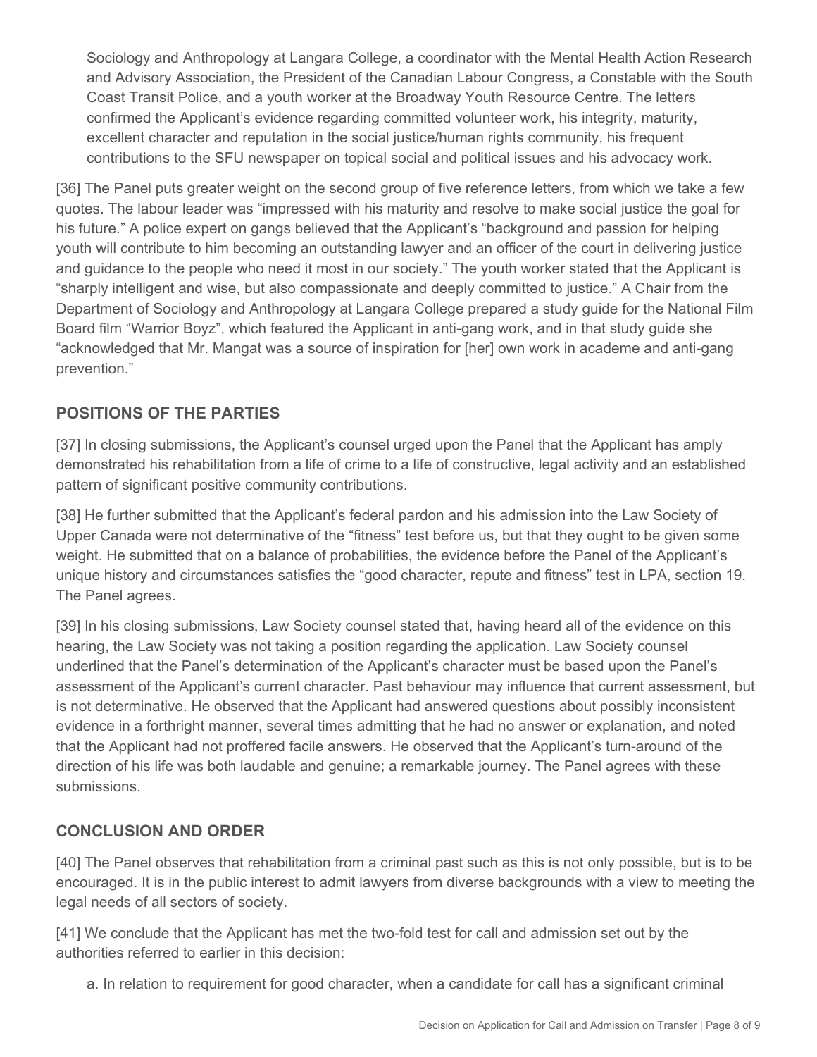Sociology and Anthropology at Langara College, a coordinator with the Mental Health Action Research and Advisory Association, the President of the Canadian Labour Congress, a Constable with the South Coast Transit Police, and a youth worker at the Broadway Youth Resource Centre. The letters confirmed the Applicant's evidence regarding committed volunteer work, his integrity, maturity, excellent character and reputation in the social justice/human rights community, his frequent contributions to the SFU newspaper on topical social and political issues and his advocacy work.

[36] The Panel puts greater weight on the second group of five reference letters, from which we take a few quotes. The labour leader was "impressed with his maturity and resolve to make social justice the goal for his future." A police expert on gangs believed that the Applicant's "background and passion for helping youth will contribute to him becoming an outstanding lawyer and an officer of the court in delivering justice and guidance to the people who need it most in our society." The youth worker stated that the Applicant is "sharply intelligent and wise, but also compassionate and deeply committed to justice." A Chair from the Department of Sociology and Anthropology at Langara College prepared a study guide for the National Film Board film "Warrior Boyz", which featured the Applicant in anti-gang work, and in that study guide she "acknowledged that Mr. Mangat was a source of inspiration for [her] own work in academe and anti-gang prevention."

## POSITIONS OF THE PARTIES

[37] In closing submissions, the Applicant's counsel urged upon the Panel that the Applicant has amply demonstrated his rehabilitation from a life of crime to a life of constructive, legal activity and an established pattern of significant positive community contributions.

[38] He further submitted that the Applicant's federal pardon and his admission into the Law Society of Upper Canada were not determinative of the "fitness" test before us, but that they ought to be given some weight. He submitted that on a balance of probabilities, the evidence before the Panel of the Applicant's unique history and circumstances satisfies the "good character, repute and fitness" test in LPA, section 19. The Panel agrees.

[39] In his closing submissions, Law Society counsel stated that, having heard all of the evidence on this hearing, the Law Society was not taking a position regarding the application. Law Society counsel underlined that the Panel's determination of the Applicant's character must be based upon the Panel's assessment of the Applicant's current character. Past behaviour may influence that current assessment, but is not determinative. He observed that the Applicant had answered questions about possibly inconsistent evidence in a forthright manner, several times admitting that he had no answer or explanation, and noted that the Applicant had not proffered facile answers. He observed that the Applicant's turn-around of the direction of his life was both laudable and genuine; a remarkable journey. The Panel agrees with these submissions.

## CONCLUSION AND ORDER

[40] The Panel observes that rehabilitation from a criminal past such as this is not only possible, but is to be encouraged. It is in the public interest to admit lawyers from diverse backgrounds with a view to meeting the legal needs of all sectors of society.

[41] We conclude that the Applicant has met the two-fold test for call and admission set out by the authorities referred to earlier in this decision:

a. In relation to requirement for good character, when a candidate for call has a significant criminal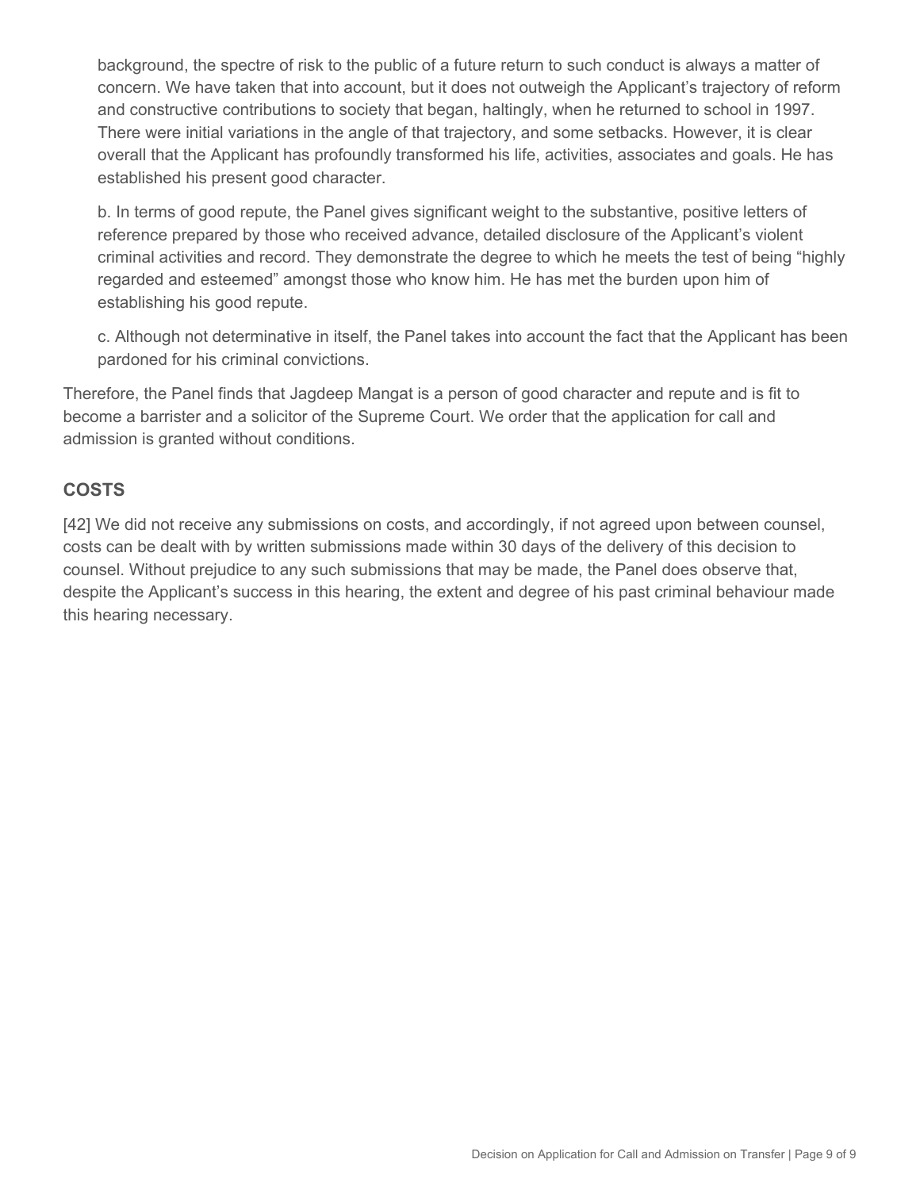background, the spectre of risk to the public of a future return to such conduct is always a matter of concern. We have taken that into account, but it does not outweigh the Applicant's trajectory of reform and constructive contributions to society that began, haltingly, when he returned to school in 1997. There were initial variations in the angle of that trajectory, and some setbacks. However, it is clear overall that the Applicant has profoundly transformed his life, activities, associates and goals. He has established his present good character.

b. In terms of good repute, the Panel gives significant weight to the substantive, positive letters of reference prepared by those who received advance, detailed disclosure of the Applicant's violent criminal activities and record. They demonstrate the degree to which he meets the test of being "highly regarded and esteemed" amongst those who know him. He has met the burden upon him of establishing his good repute.

c. Although not determinative in itself, the Panel takes into account the fact that the Applicant has been pardoned for his criminal convictions.

Therefore, the Panel finds that Jagdeep Mangat is a person of good character and repute and is fit to become a barrister and a solicitor of the Supreme Court. We order that the application for call and admission is granted without conditions.

## COSTS

[42] We did not receive any submissions on costs, and accordingly, if not agreed upon between counsel, costs can be dealt with by written submissions made within 30 days of the delivery of this decision to counsel. Without prejudice to any such submissions that may be made, the Panel does observe that, despite the Applicant's success in this hearing, the extent and degree of his past criminal behaviour made this hearing necessary.